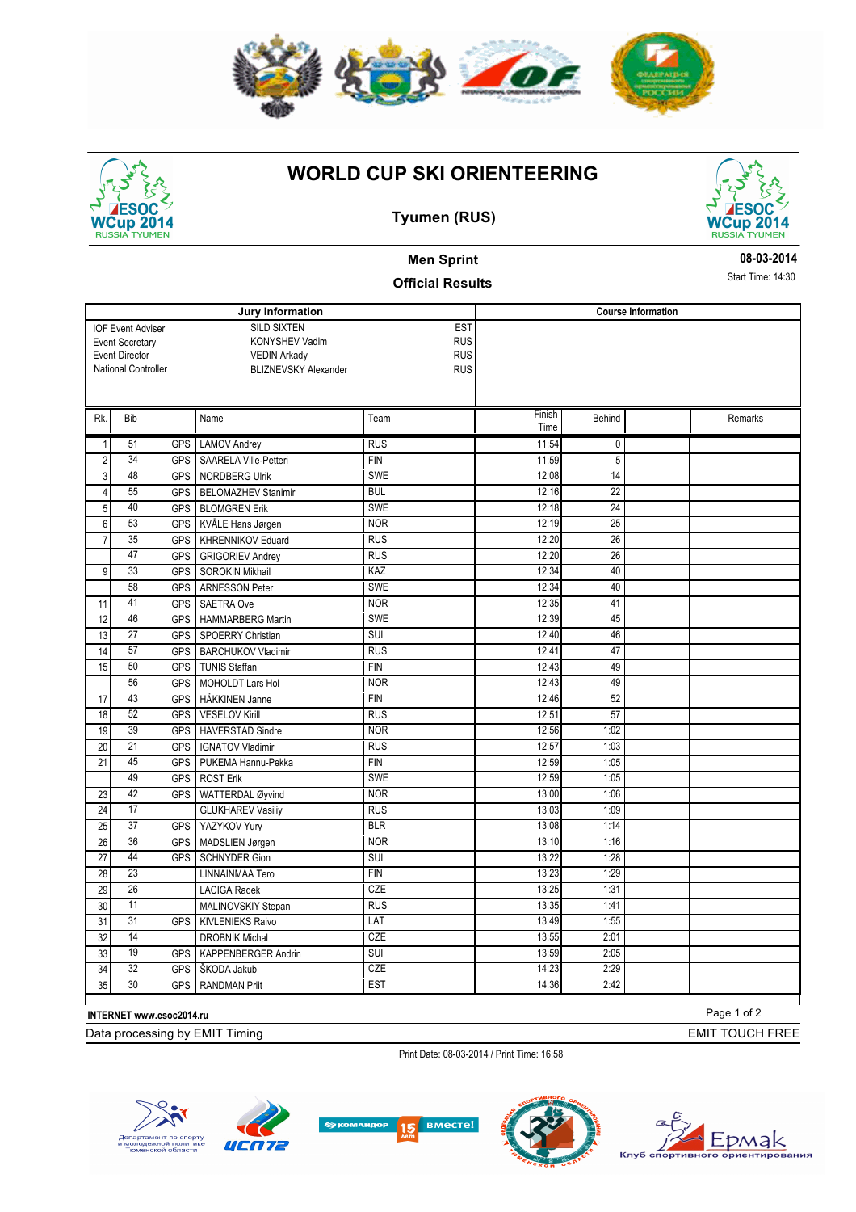# WORLD CUP SKI ORIENTEERING

## Tyumen (RUS)

### Men Sprint

### Official Results

08-03-2014

Start Time: 14:30

| Jury Information | | |
|---|---|---|
| IOF Event Adviser | SILD SIXTEN | EST |
| Event Secretary | KONYSHEV Vadim | RUS |
| Event Director | VEDIN Arkady | RUS |
| National Controller | BLIZNEVSKY Alexander | RUS |

**Course Information**

| Rk. | Bib | | Name | Team | Finish Time | Behind | | Remarks |
|---|---|---|---|---|---|---|---|---|
| 1 | 51 | GPS | LAMOV Andrey | RUS | 11:54 | 0 | | |
| 2 | 34 | GPS | SAARELA Ville-Petteri | FIN | 11:59 | 5 | | |
| 3 | 48 | GPS | NORDBERG Ulrik | SWE | 12:08 | 14 | | |
| 4 | 55 | GPS | BELOMAZHEV Stanimir | BUL | 12:16 | 22 | | |
| 5 | 40 | GPS | BLOMGREN Erik | SWE | 12:18 | 24 | | |
| 6 | 53 | GPS | KVÅLE Hans Jørgen | NOR | 12:19 | 25 | | |
| 7 | 35 | GPS | KHRENNIKOV Eduard | RUS | 12:20 | 26 | | |
| | 47 | GPS | GRIGORIEV Andrey | RUS | 12:20 | 26 | | |
| 9 | 33 | GPS | SOROKIN Mikhail | KAZ | 12:34 | 40 | | |
| | 58 | GPS | ARNESSON Peter | SWE | 12:34 | 40 | | |
| 11 | 41 | GPS | SAETRA Ove | NOR | 12:35 | 41 | | |
| 12 | 46 | GPS | HAMMARBERG Martin | SWE | 12:39 | 45 | | |
| 13 | 27 | GPS | SPOERRY Christian | SUI | 12:40 | 46 | | |
| 14 | 57 | GPS | BARCHUKOV Vladimir | RUS | 12:41 | 47 | | |
| 15 | 50 | GPS | TUNIS Staffan | FIN | 12:43 | 49 | | |
| | 56 | GPS | MOHOLDT Lars Hol | NOR | 12:43 | 49 | | |
| 17 | 43 | GPS | HÄKKINEN Janne | FIN | 12:46 | 52 | | |
| 18 | 52 | GPS | VESELOV Kirill | RUS | 12:51 | 57 | | |
| 19 | 39 | GPS | HAVERSTAD Sindre | NOR | 12:56 | 1:02 | | |
| 20 | 21 | GPS | IGNATOV Vladimir | RUS | 12:57 | 1:03 | | |
| 21 | 45 | GPS | PUKEMA Hannu-Pekka | FIN | 12:59 | 1:05 | | |
| | 49 | GPS | ROST Erik | SWE | 12:59 | 1:05 | | |
| 23 | 42 | GPS | WATTERDAL Øyvind | NOR | 13:00 | 1:06 | | |
| 24 | 17 | | GLUKHAREV Vasiliy | RUS | 13:03 | 1:09 | | |
| 25 | 37 | GPS | YAZYKOV Yury | BLR | 13:08 | 1:14 | | |
| 26 | 36 | GPS | MADSLIEN Jørgen | NOR | 13:10 | 1:16 | | |
| 27 | 44 | GPS | SCHNYDER Gion | SUI | 13:22 | 1:28 | | |
| 28 | 23 | | LINNAINMAA Tero | FIN | 13:23 | 1:29 | | |
| 29 | 26 | | LACIGA Radek | CZE | 13:25 | 1:31 | | |
| 30 | 11 | | MALINOVSKIY Stepan | RUS | 13:35 | 1:41 | | |
| 31 | 31 | GPS | KIVLENIEKS Raivo | LAT | 13:49 | 1:55 | | |
| 32 | 14 | | DROBNÍK Michal | CZE | 13:55 | 2:01 | | |
| 33 | 19 | GPS | KAPPENBERGER Andrin | SUI | 13:59 | 2:05 | | |
| 34 | 32 | GPS | ŠKODA Jakub | CZE | 14:23 | 2:29 | | |
| 35 | 30 | GPS | RANDMAN Priit | EST | 14:36 | 2:42 | | |

INTERNET www.esoc2014.ru

Data processing by EMIT Timing

EMIT TOUCH FREE

Print Date: 08-03-2014 / Print Time: 16:58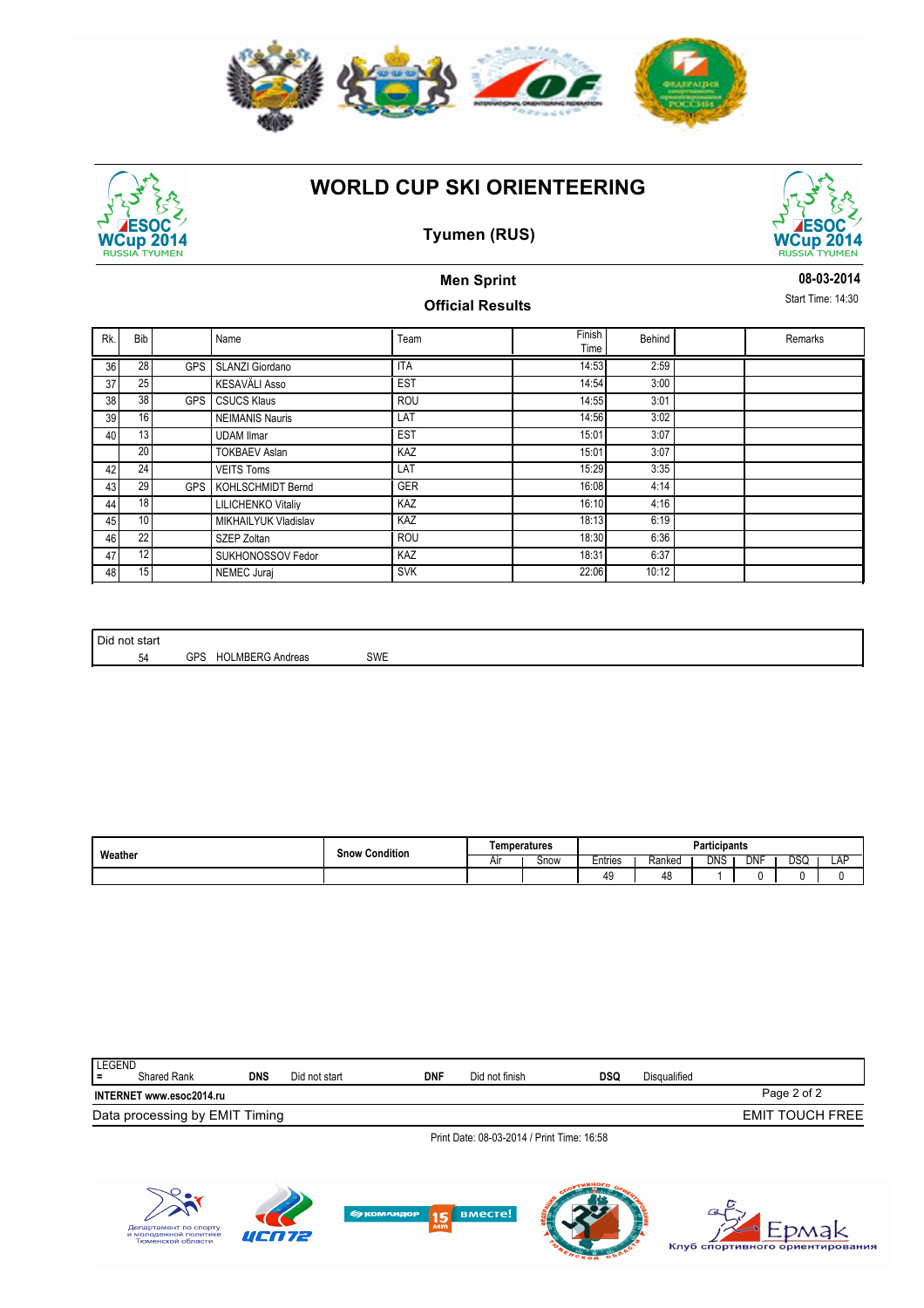# WORLD CUP SKI ORIENTEERING

## Tyumen (RUS)

### Men Sprint

### Official Results

08-03-2014

Start Time: 14:30

| Rk. | Bib | | Name | Team | Finish Time | Behind | | Remarks |
|---|---|---|---|---|---|---|---|---|
| 36 | 28 | GPS | SLANZI Giordano | ITA | 14:53 | 2:59 | | |
| 37 | 25 | | KESAVÄLI Asso | EST | 14:54 | 3:00 | | |
| 38 | 38 | GPS | CSUCS Klaus | ROU | 14:55 | 3:01 | | |
| 39 | 16 | | NEIMANIS Nauris | LAT | 14:56 | 3:02 | | |
| 40 | 13 | | UDAM Ilmar | EST | 15:01 | 3:07 | | |
| | 20 | | TOKBAEV Aslan | KAZ | 15:01 | 3:07 | | |
| 42 | 24 | | VEITS Toms | LAT | 15:29 | 3:35 | | |
| 43 | 29 | GPS | KOHLSCHMIDT Bernd | GER | 16:08 | 4:14 | | |
| 44 | 18 | | LILICHENKO Vitaliy | KAZ | 16:10 | 4:16 | | |
| 45 | 10 | | MIKHAILYUK Vladislav | KAZ | 18:13 | 6:19 | | |
| 46 | 22 | | SZEP Zoltan | ROU | 18:30 | 6:36 | | |
| 47 | 12 | | SUKHONOSSOV Fedor | KAZ | 18:31 | 6:37 | | |
| 48 | 15 | | NEMEC Juraj | SVK | 22:06 | 10:12 | | |

Did not start

| Bib | | Name | Team |
|---|---|---|---|
| 54 | GPS | HOLMBERG Andreas | SWE |

| Weather | Snow Condition | Temperatures | | Participants | | | | | |
|---|---|---|---|---|---|---|---|---|---|
| | | Air | Snow | Entries | Ranked | DNS | DNF | DSQ | LAP |
| | | | | 49 | 48 | 1 | 0 | 0 | 0 |

LEGEND

| = | Shared Rank | DNS | Did not start | DNF | Did not finish | DSQ | Disqualified |
|---|---|---|---|---|---|---|---|

**INTERNET www.esoc2014.ru**

Data processing by EMIT Timing — EMIT TOUCH FREE

Print Date: 08-03-2014 / Print Time: 16:58